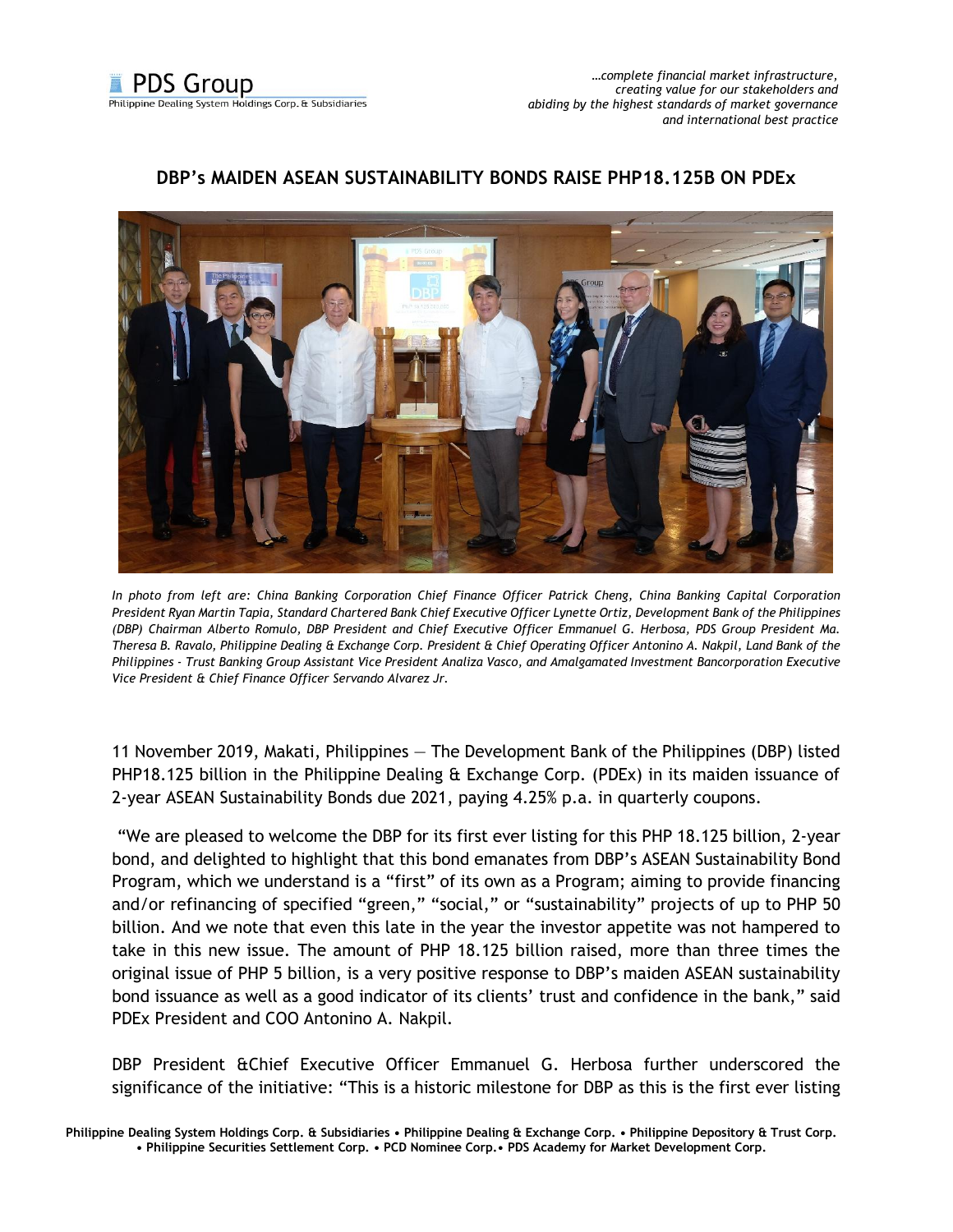# DBP's MAIDEN ASEAN SUSTAINABILITY BONDS RAISE PHP18.125B ON PDEx

*In photo from left are: China Banking Corporation Chief Finance Officer Patrick Cheng, China Banking Capital Corporation President Ryan Martin Tapia, Standard Chartered Bank Chief Executive Officer Lynette Ortiz, Development Bank of the Philippines (DBP) Chairman Alberto Romulo, DBP President and Chief Executive Officer Emmanuel G. Herbosa, PDS Group President Ma. Theresa B. Ravalo, Philippine Dealing & Exchange Corp. President & Chief Operating Officer Antonino A. Nakpil, Land Bank of the Philippines - Trust Banking Group Assistant Vice President Analiza Vasco, and Amalgamated Investment Bancorporation Executive Vice President & Chief Finance Officer Servando Alvarez Jr.*

11 November 2019, Makati, Philippines — The Development Bank of the Philippines (DBP) listed PHP18.125 billion in the Philippine Dealing & Exchange Corp. (PDEx) in its maiden issuance of 2-year ASEAN Sustainability Bonds due 2021, paying 4.25% p.a. in quarterly coupons.

"We are pleased to welcome the DBP for its first ever listing for this PHP 18.125 billion, 2-year bond, and delighted to highlight that this bond emanates from DBP's ASEAN Sustainability Bond Program, which we understand is a "first" of its own as a Program; aiming to provide financing and/or refinancing of specified "green," "social," or "sustainability" projects of up to PHP 50 billion. And we note that even this late in the year the investor appetite was not hampered to take in this new issue. The amount of PHP 18.125 billion raised, more than three times the original issue of PHP 5 billion, is a very positive response to DBP's maiden ASEAN sustainability bond issuance as well as a good indicator of its clients' trust and confidence in the bank," said PDEx President and COO Antonino A. Nakpil.

DBP President &Chief Executive Officer Emmanuel G. Herbosa further underscored the significance of the initiative: "This is a historic milestone for DBP as this is the first ever listing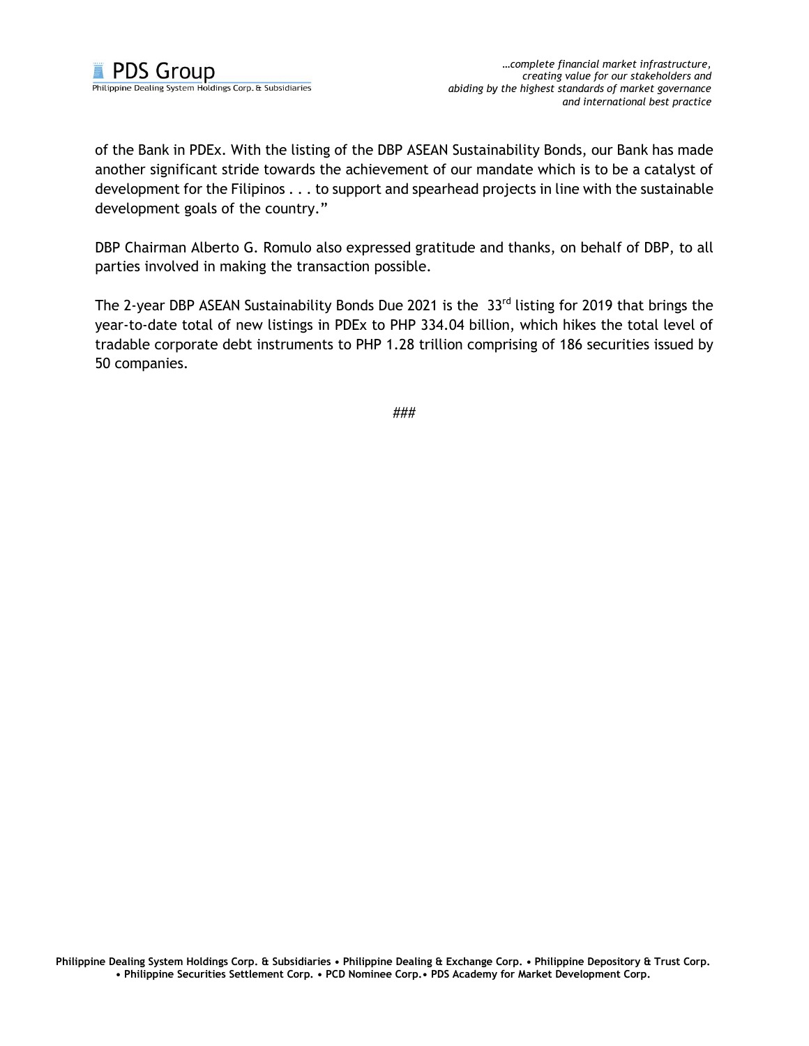of the Bank in PDEx. With the listing of the DBP ASEAN Sustainability Bonds, our Bank has made another significant stride towards the achievement of our mandate which is to be a catalyst of development for the Filipinos . . . to support and spearhead projects in line with the sustainable development goals of the country."

DBP Chairman Alberto G. Romulo also expressed gratitude and thanks, on behalf of DBP, to all parties involved in making the transaction possible.

The 2-year DBP ASEAN Sustainability Bonds Due 2021 is the 33rd listing for 2019 that brings the year-to-date total of new listings in PDEx to PHP 334.04 billion, which hikes the total level of tradable corporate debt instruments to PHP 1.28 trillion comprising of 186 securities issued by 50 companies.

###